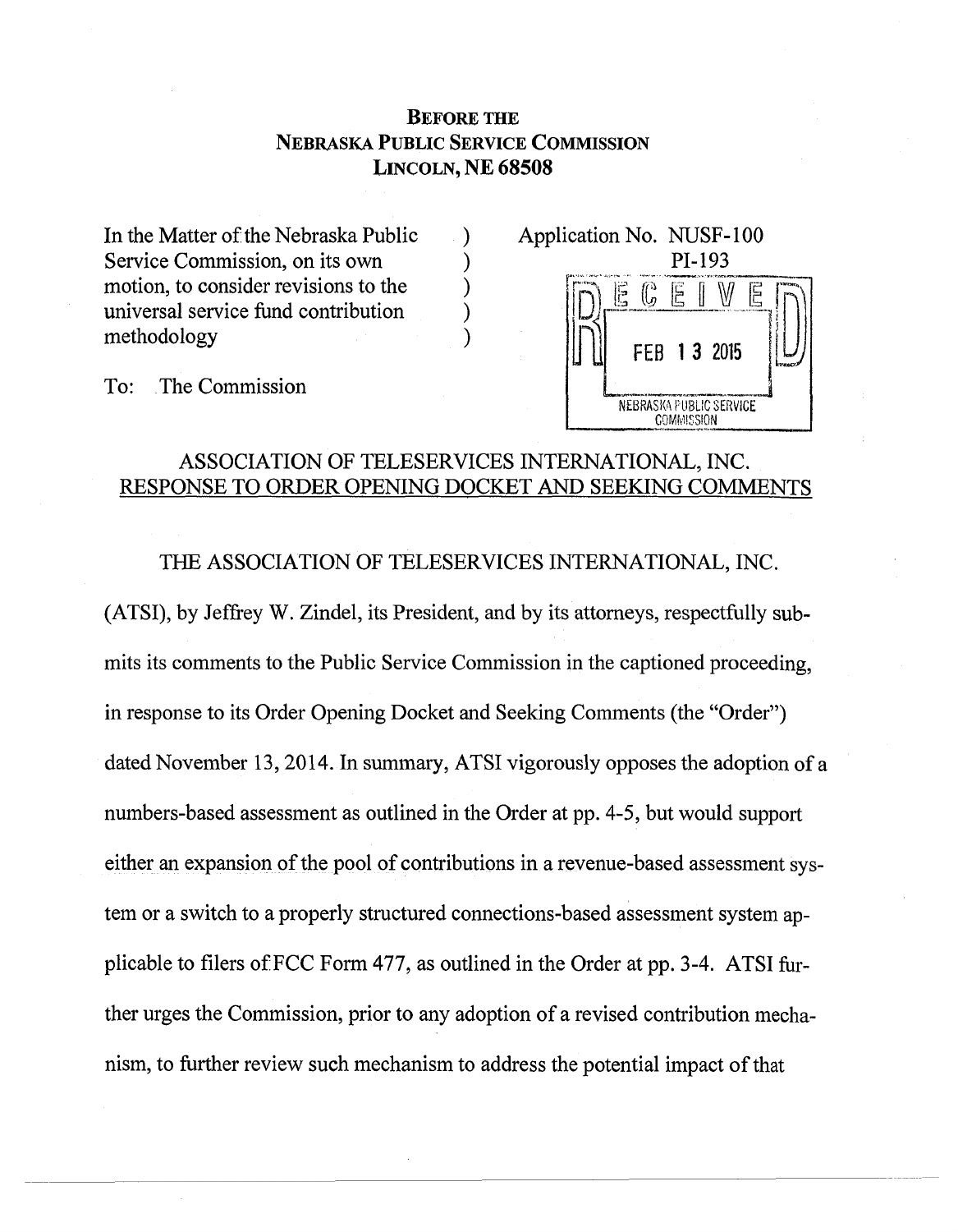**BEFORE THE**
**NEBRASKA PUBLIC SERVICE COMMISSION**
**LINCOLN, NE 68508**

In the Matter of the Nebraska Public Service Commission, on its own motion, to consider revisions to the universal service fund contribution methodology

Application No. NUSF-100
PI-193

RECEIVED
FEB 13 2015
NEBRASKA PUBLIC SERVICE COMMISSION

To: The Commission

## ASSOCIATION OF TELESERVICES INTERNATIONAL, INC. RESPONSE TO ORDER OPENING DOCKET AND SEEKING COMMENTS

THE ASSOCIATION OF TELESERVICES INTERNATIONAL, INC. (ATSI), by Jeffrey W. Zindel, its President, and by its attorneys, respectfully submits its comments to the Public Service Commission in the captioned proceeding, in response to its Order Opening Docket and Seeking Comments (the "Order") dated November 13, 2014. In summary, ATSI vigorously opposes the adoption of a numbers-based assessment as outlined in the Order at pp. 4-5, but would support either an expansion of the pool of contributions in a revenue-based assessment system or a switch to a properly structured connections-based assessment system applicable to filers of FCC Form 477, as outlined in the Order at pp. 3-4. ATSI further urges the Commission, prior to any adoption of a revised contribution mechanism, to further review such mechanism to address the potential impact of that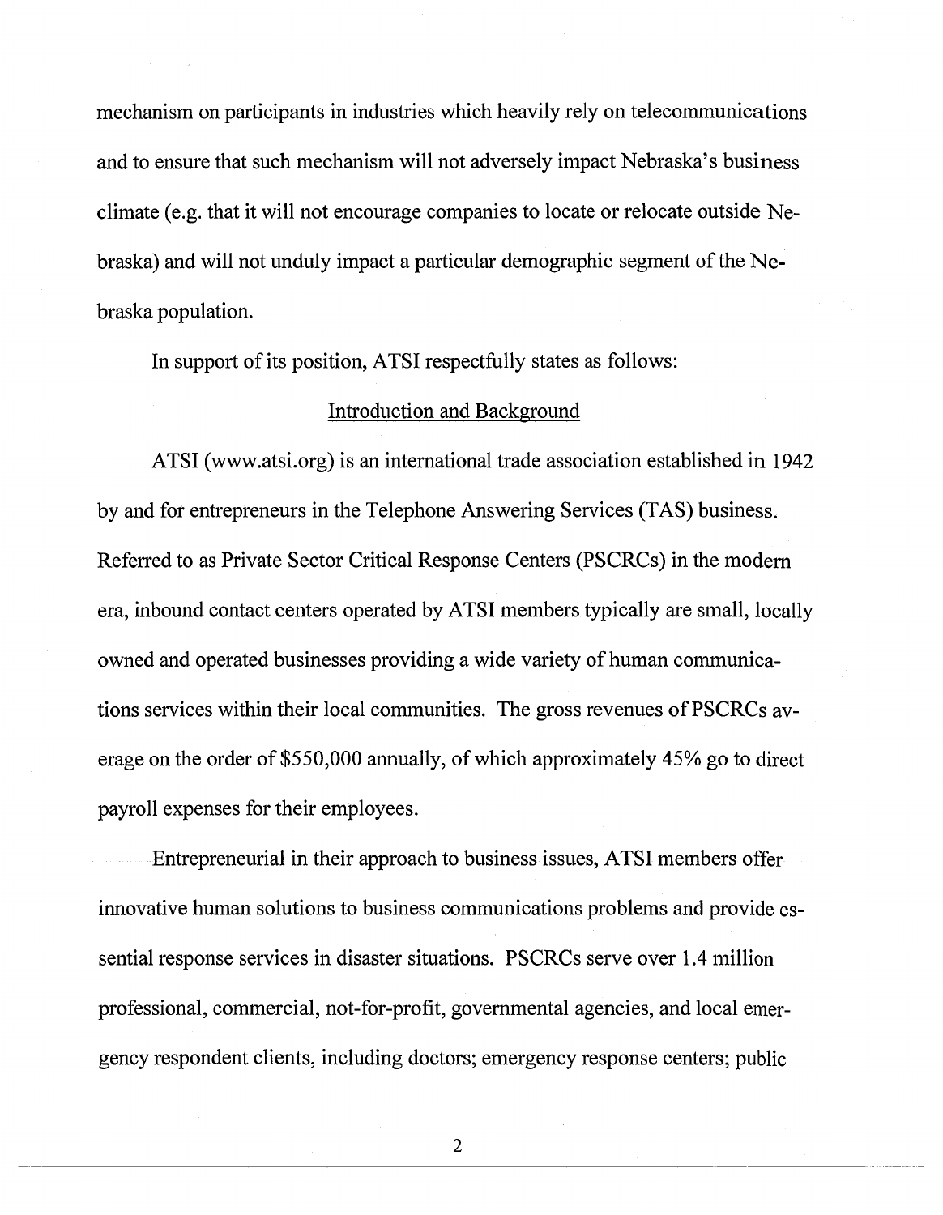mechanism on participants in industries which heavily rely on telecommunications and to ensure that such mechanism will not adversely impact Nebraska's business climate (e.g. that it will not encourage companies to locate or relocate outside Nebraska) and will not unduly impact a particular demographic segment of the Nebraska population.

In support of its position, ATSI respectfully states as follows:

## Introduction and Background

ATSI (www.atsi.org) is an international trade association established in 1942 by and for entrepreneurs in the Telephone Answering Services (TAS) business. Referred to as Private Sector Critical Response Centers (PSCRCs) in the modern era, inbound contact centers operated by ATSI members typically are small, locally owned and operated businesses providing a wide variety of human communications services within their local communities. The gross revenues of PSCRCs average on the order of $550,000 annually, of which approximately 45% go to direct payroll expenses for their employees.

Entrepreneurial in their approach to business issues, ATSI members offer innovative human solutions to business communications problems and provide essential response services in disaster situations. PSCRCs serve over 1.4 million professional, commercial, not-for-profit, governmental agencies, and local emergency respondent clients, including doctors; emergency response centers; public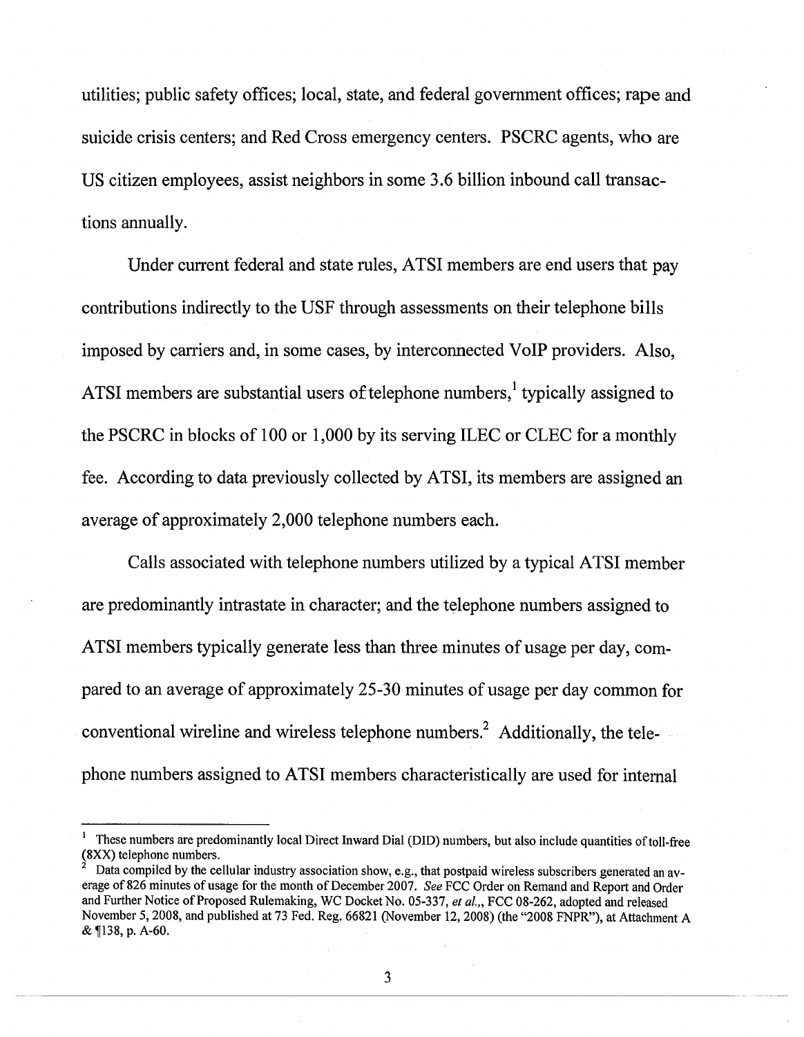utilities; public safety offices; local, state, and federal government offices; rape and suicide crisis centers; and Red Cross emergency centers. PSCRC agents, who are US citizen employees, assist neighbors in some 3.6 billion inbound call transactions annually.

Under current federal and state rules, ATSI members are end users that pay contributions indirectly to the USF through assessments on their telephone bills imposed by carriers and, in some cases, by interconnected VoIP providers. Also, ATSI members are substantial users of telephone numbers,[1] typically assigned to the PSCRC in blocks of 100 or 1,000 by its serving ILEC or CLEC for a monthly fee. According to data previously collected by ATSI, its members are assigned an average of approximately 2,000 telephone numbers each.

Calls associated with telephone numbers utilized by a typical ATSI member are predominantly intrastate in character; and the telephone numbers assigned to ATSI members typically generate less than three minutes of usage per day, compared to an average of approximately 25-30 minutes of usage per day common for conventional wireline and wireless telephone numbers.[2] Additionally, the telephone numbers assigned to ATSI members characteristically are used for internal

---

[1] These numbers are predominantly local Direct Inward Dial (DID) numbers, but also include quantities of toll-free (8XX) telephone numbers.

[2] Data compiled by the cellular industry association show, e.g., that postpaid wireless subscribers generated an average of 826 minutes of usage for the month of December 2007. *See* FCC Order on Remand and Report and Order and Further Notice of Proposed Rulemaking, WC Docket No. 05-337, *et al.,*, FCC 08-262, adopted and released November 5, 2008, and published at 73 Fed. Reg. 66821 (November 12, 2008) (the "2008 FNPR"), at Attachment A & ¶138, p. A-60.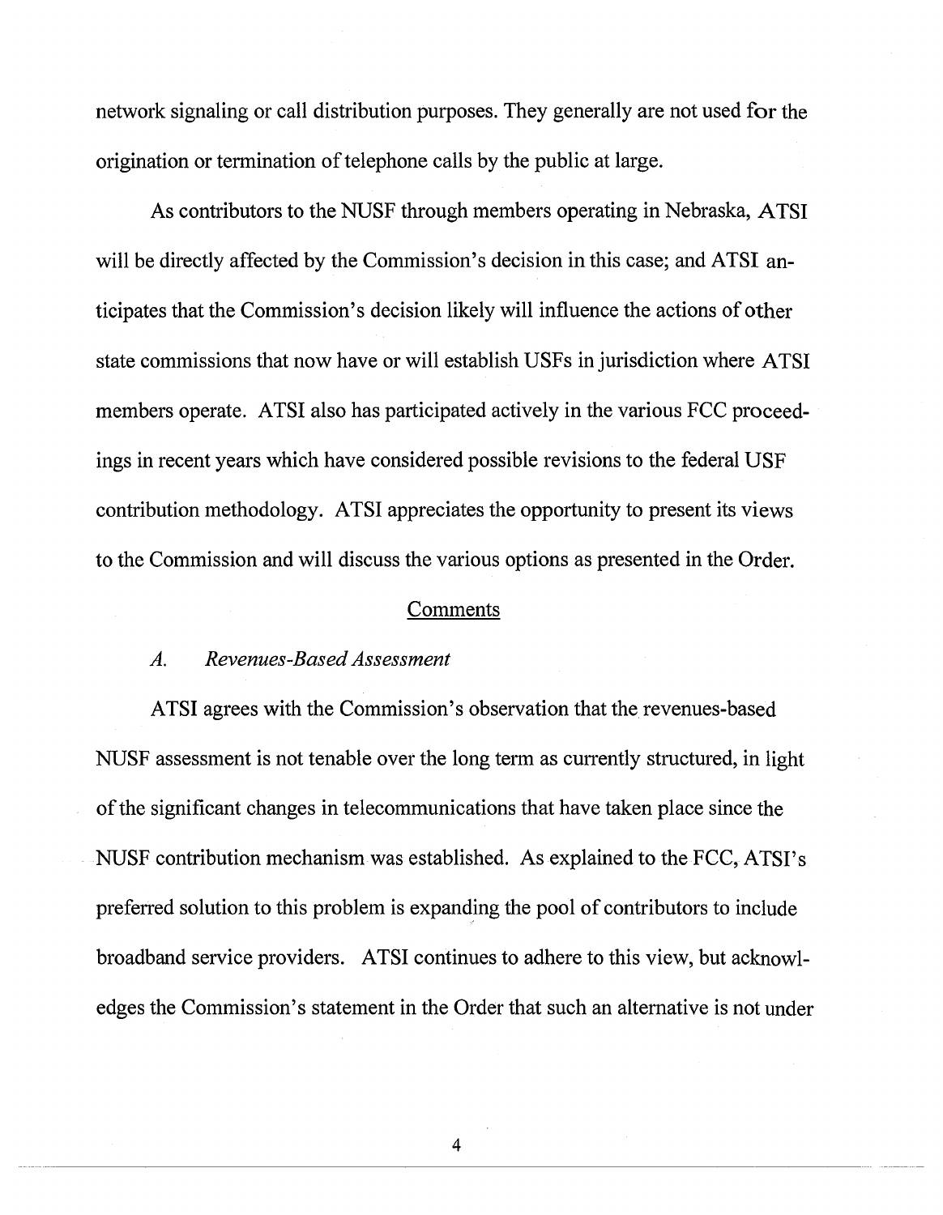network signaling or call distribution purposes. They generally are not used for the origination or termination of telephone calls by the public at large.

As contributors to the NUSF through members operating in Nebraska, ATSI will be directly affected by the Commission's decision in this case; and ATSI anticipates that the Commission's decision likely will influence the actions of other state commissions that now have or will establish USFs in jurisdiction where ATSI members operate. ATSI also has participated actively in the various FCC proceedings in recent years which have considered possible revisions to the federal USF contribution methodology. ATSI appreciates the opportunity to present its views to the Commission and will discuss the various options as presented in the Order.

## Comments

### *A. Revenues-Based Assessment*

ATSI agrees with the Commission's observation that the revenues-based NUSF assessment is not tenable over the long term as currently structured, in light of the significant changes in telecommunications that have taken place since the NUSF contribution mechanism was established. As explained to the FCC, ATSI's preferred solution to this problem is expanding the pool of contributors to include broadband service providers. ATSI continues to adhere to this view, but acknowledges the Commission's statement in the Order that such an alternative is not under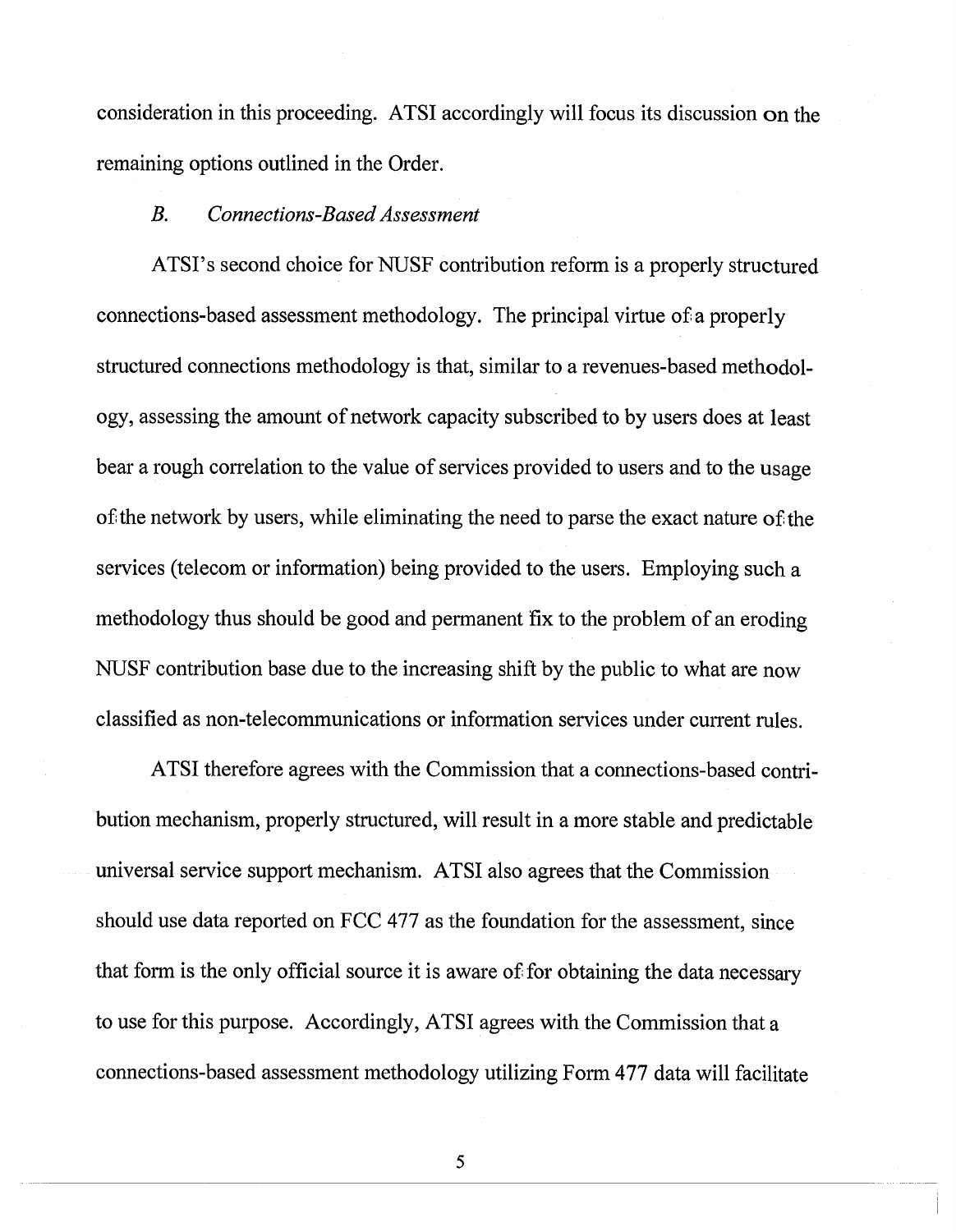consideration in this proceeding. ATSI accordingly will focus its discussion on the remaining options outlined in the Order.

### *B. Connections-Based Assessment*

ATSI's second choice for NUSF contribution reform is a properly structured connections-based assessment methodology. The principal virtue of a properly structured connections methodology is that, similar to a revenues-based methodology, assessing the amount of network capacity subscribed to by users does at least bear a rough correlation to the value of services provided to users and to the usage of the network by users, while eliminating the need to parse the exact nature of the services (telecom or information) being provided to the users. Employing such a methodology thus should be good and permanent fix to the problem of an eroding NUSF contribution base due to the increasing shift by the public to what are now classified as non-telecommunications or information services under current rules.

ATSI therefore agrees with the Commission that a connections-based contribution mechanism, properly structured, will result in a more stable and predictable universal service support mechanism. ATSI also agrees that the Commission should use data reported on FCC 477 as the foundation for the assessment, since that form is the only official source it is aware of for obtaining the data necessary to use for this purpose. Accordingly, ATSI agrees with the Commission that a connections-based assessment methodology utilizing Form 477 data will facilitate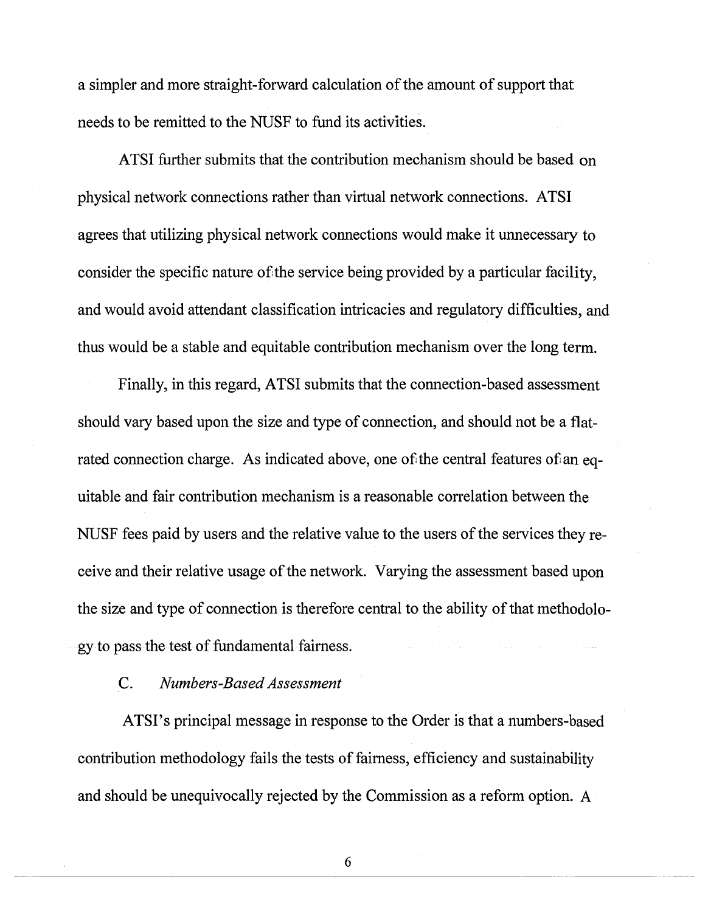a simpler and more straight-forward calculation of the amount of support that needs to be remitted to the NUSF to fund its activities.

ATSI further submits that the contribution mechanism should be based on physical network connections rather than virtual network connections. ATSI agrees that utilizing physical network connections would make it unnecessary to consider the specific nature of the service being provided by a particular facility, and would avoid attendant classification intricacies and regulatory difficulties, and thus would be a stable and equitable contribution mechanism over the long term.

Finally, in this regard, ATSI submits that the connection-based assessment should vary based upon the size and type of connection, and should not be a flat-rated connection charge. As indicated above, one of the central features of an equitable and fair contribution mechanism is a reasonable correlation between the NUSF fees paid by users and the relative value to the users of the services they receive and their relative usage of the network. Varying the assessment based upon the size and type of connection is therefore central to the ability of that methodology to pass the test of fundamental fairness.

### C. *Numbers-Based Assessment*

ATSI's principal message in response to the Order is that a numbers-based contribution methodology fails the tests of fairness, efficiency and sustainability and should be unequivocally rejected by the Commission as a reform option. A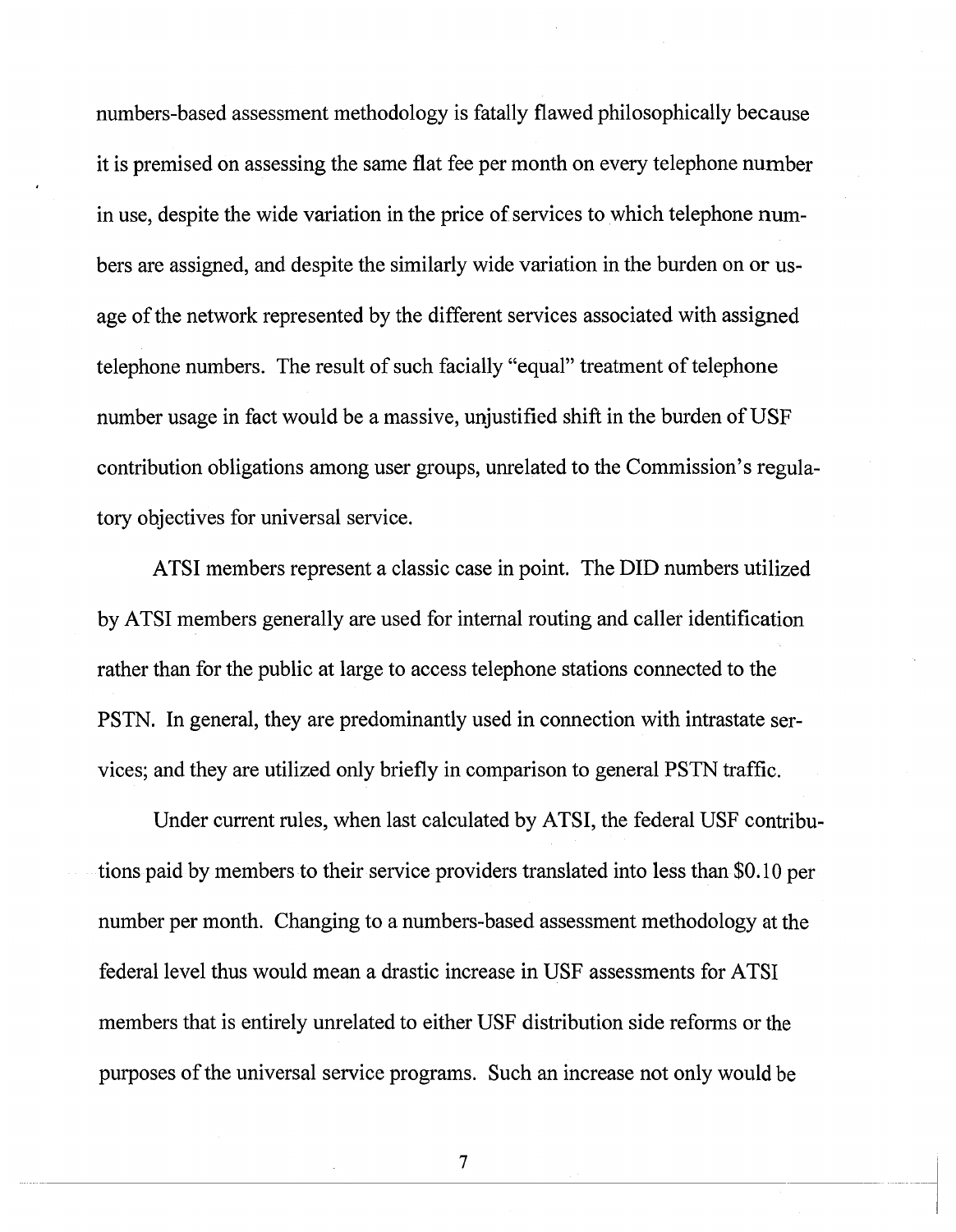numbers-based assessment methodology is fatally flawed philosophically because it is premised on assessing the same flat fee per month on every telephone number in use, despite the wide variation in the price of services to which telephone numbers are assigned, and despite the similarly wide variation in the burden on or usage of the network represented by the different services associated with assigned telephone numbers. The result of such facially "equal" treatment of telephone number usage in fact would be a massive, unjustified shift in the burden of USF contribution obligations among user groups, unrelated to the Commission's regulatory objectives for universal service.

ATSI members represent a classic case in point. The DID numbers utilized by ATSI members generally are used for internal routing and caller identification rather than for the public at large to access telephone stations connected to the PSTN. In general, they are predominantly used in connection with intrastate services; and they are utilized only briefly in comparison to general PSTN traffic.

Under current rules, when last calculated by ATSI, the federal USF contributions paid by members to their service providers translated into less than $0.10 per number per month. Changing to a numbers-based assessment methodology at the federal level thus would mean a drastic increase in USF assessments for ATSI members that is entirely unrelated to either USF distribution side reforms or the purposes of the universal service programs. Such an increase not only would be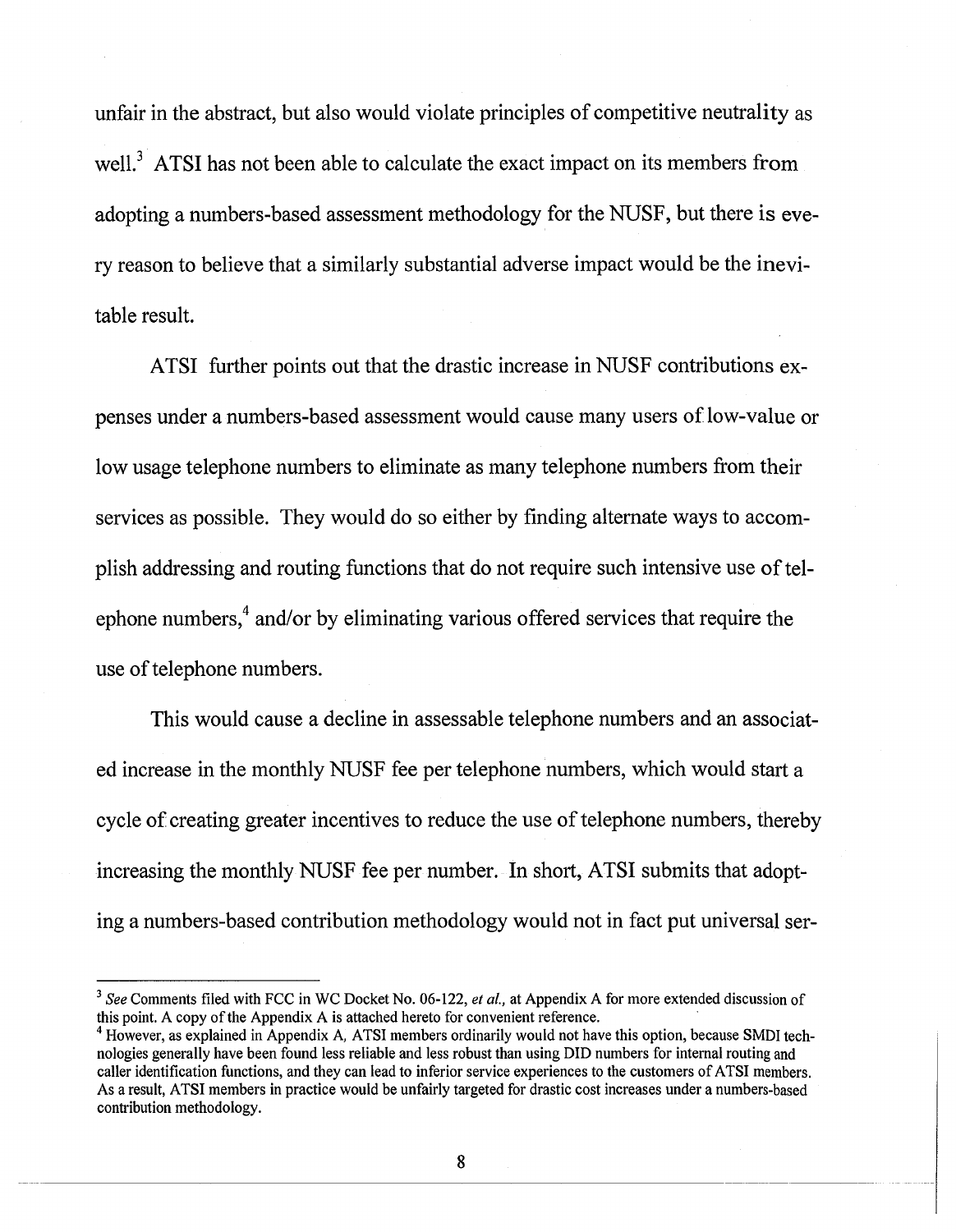unfair in the abstract, but also would violate principles of competitive neutrality as well.[3] ATSI has not been able to calculate the exact impact on its members from adopting a numbers-based assessment methodology for the NUSF, but there is every reason to believe that a similarly substantial adverse impact would be the inevitable result.

ATSI further points out that the drastic increase in NUSF contributions expenses under a numbers-based assessment would cause many users of low-value or low usage telephone numbers to eliminate as many telephone numbers from their services as possible. They would do so either by finding alternate ways to accomplish addressing and routing functions that do not require such intensive use of telephone numbers,[4] and/or by eliminating various offered services that require the use of telephone numbers.

This would cause a decline in assessable telephone numbers and an associated increase in the monthly NUSF fee per telephone numbers, which would start a cycle of creating greater incentives to reduce the use of telephone numbers, thereby increasing the monthly NUSF fee per number. In short, ATSI submits that adopting a numbers-based contribution methodology would not in fact put universal ser-

---

[3] *See* Comments filed with FCC in WC Docket No. 06-122, *et al.*, at Appendix A for more extended discussion of this point. A copy of the Appendix A is attached hereto for convenient reference.

[4] However, as explained in Appendix A, ATSI members ordinarily would not have this option, because SMDI technologies generally have been found less reliable and less robust than using DID numbers for internal routing and caller identification functions, and they can lead to inferior service experiences to the customers of ATSI members. As a result, ATSI members in practice would be unfairly targeted for drastic cost increases under a numbers-based contribution methodology.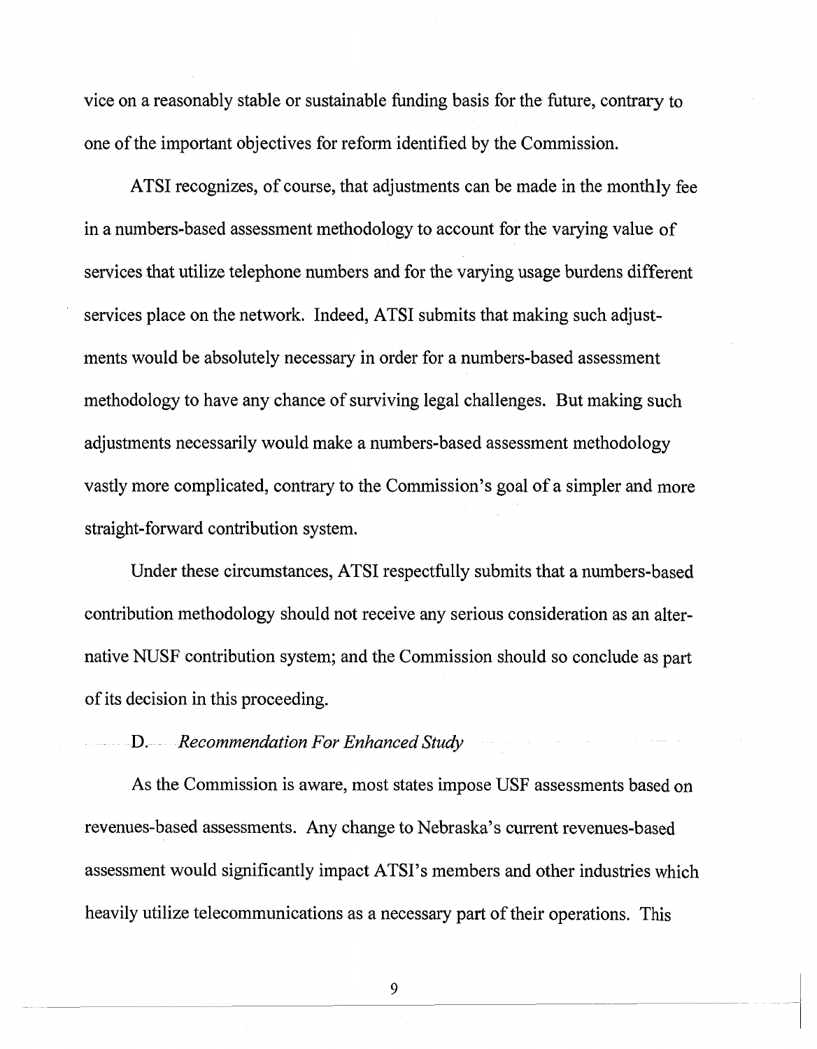vice on a reasonably stable or sustainable funding basis for the future, contrary to one of the important objectives for reform identified by the Commission.

ATSI recognizes, of course, that adjustments can be made in the monthly fee in a numbers-based assessment methodology to account for the varying value of services that utilize telephone numbers and for the varying usage burdens different services place on the network. Indeed, ATSI submits that making such adjustments would be absolutely necessary in order for a numbers-based assessment methodology to have any chance of surviving legal challenges. But making such adjustments necessarily would make a numbers-based assessment methodology vastly more complicated, contrary to the Commission's goal of a simpler and more straight-forward contribution system.

Under these circumstances, ATSI respectfully submits that a numbers-based contribution methodology should not receive any serious consideration as an alternative NUSF contribution system; and the Commission should so conclude as part of its decision in this proceeding.

### D. *Recommendation For Enhanced Study*

As the Commission is aware, most states impose USF assessments based on revenues-based assessments. Any change to Nebraska's current revenues-based assessment would significantly impact ATSI's members and other industries which heavily utilize telecommunications as a necessary part of their operations. This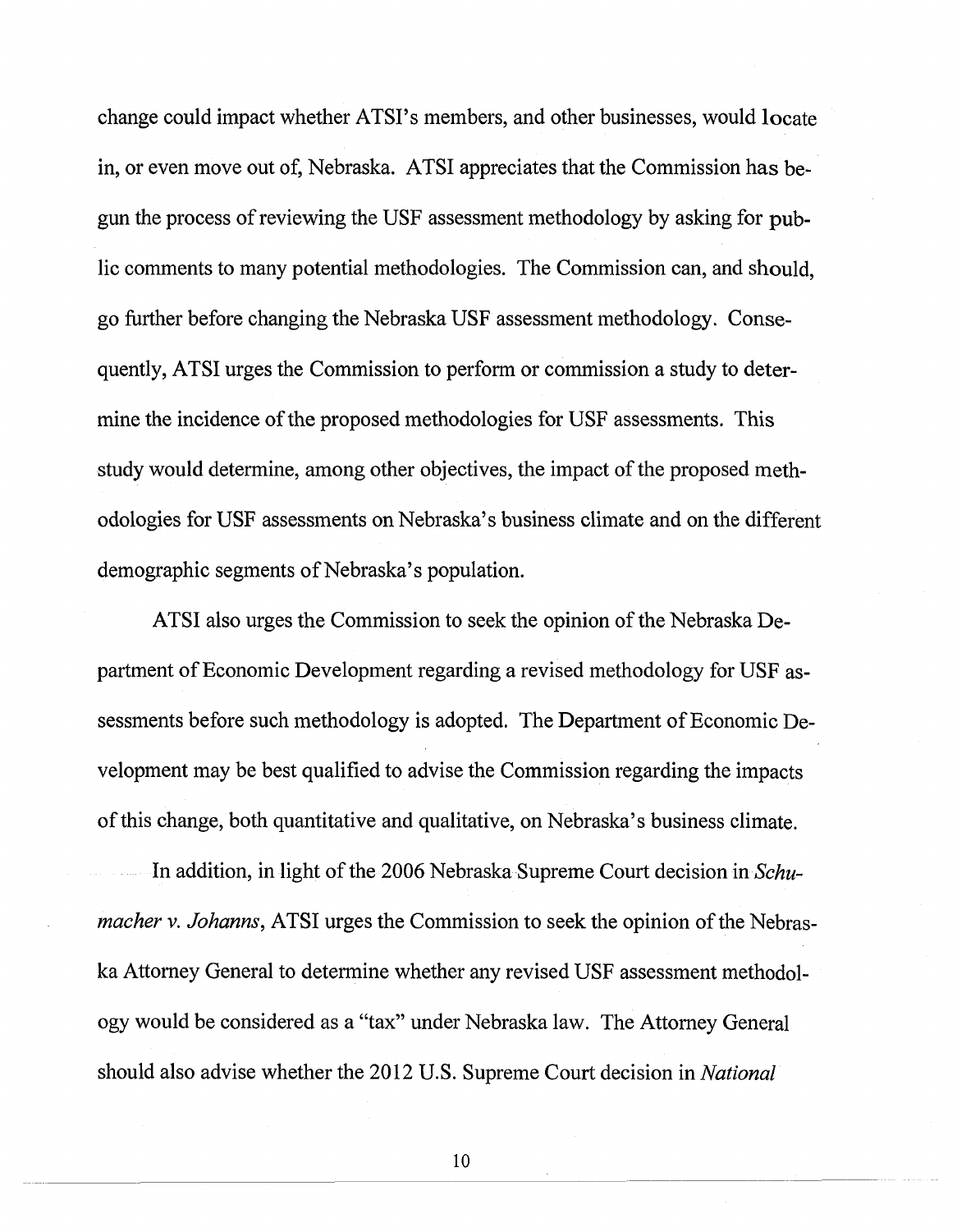change could impact whether ATSI's members, and other businesses, would locate in, or even move out of, Nebraska. ATSI appreciates that the Commission has begun the process of reviewing the USF assessment methodology by asking for public comments to many potential methodologies. The Commission can, and should, go further before changing the Nebraska USF assessment methodology. Consequently, ATSI urges the Commission to perform or commission a study to determine the incidence of the proposed methodologies for USF assessments. This study would determine, among other objectives, the impact of the proposed methodologies for USF assessments on Nebraska's business climate and on the different demographic segments of Nebraska's population.

ATSI also urges the Commission to seek the opinion of the Nebraska Department of Economic Development regarding a revised methodology for USF assessments before such methodology is adopted. The Department of Economic Development may be best qualified to advise the Commission regarding the impacts of this change, both quantitative and qualitative, on Nebraska's business climate.

In addition, in light of the 2006 Nebraska Supreme Court decision in *Schumacher v. Johanns*, ATSI urges the Commission to seek the opinion of the Nebraska Attorney General to determine whether any revised USF assessment methodology would be considered as a "tax" under Nebraska law. The Attorney General should also advise whether the 2012 U.S. Supreme Court decision in *National*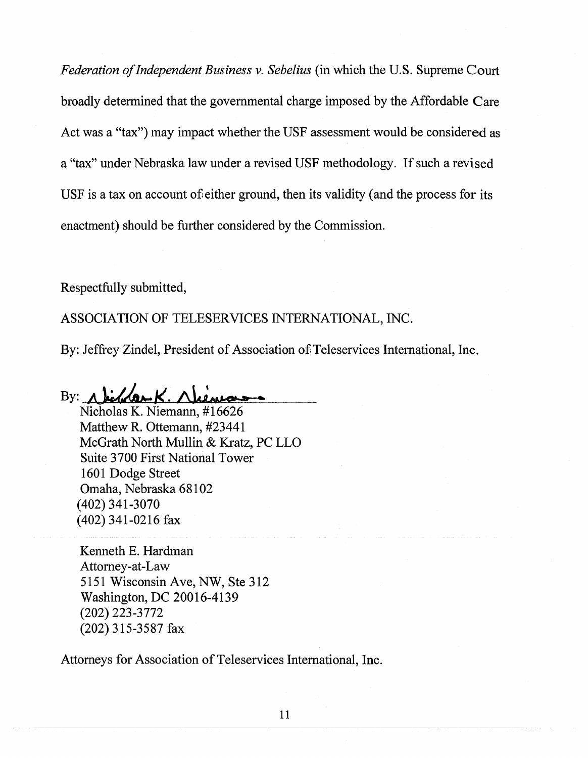*Federation of Independent Business v. Sebelius* (in which the U.S. Supreme Court broadly determined that the governmental charge imposed by the Affordable Care Act was a "tax") may impact whether the USF assessment would be considered as a "tax" under Nebraska law under a revised USF methodology. If such a revised USF is a tax on account of either ground, then its validity (and the process for its enactment) should be further considered by the Commission.

Respectfully submitted,

ASSOCIATION OF TELESERVICES INTERNATIONAL, INC.

By: Jeffrey Zindel, President of Association of Teleservices International, Inc.

By: Nicholas K. Niemann

Nicholas K. Niemann, #16626
Matthew R. Ottemann, #23441
McGrath North Mullin & Kratz, PC LLO
Suite 3700 First National Tower
1601 Dodge Street
Omaha, Nebraska 68102
(402) 341-3070
(402) 341-0216 fax

Kenneth E. Hardman
Attorney-at-Law
5151 Wisconsin Ave, NW, Ste 312
Washington, DC 20016-4139
(202) 223-3772
(202) 315-3587 fax

Attorneys for Association of Teleservices International, Inc.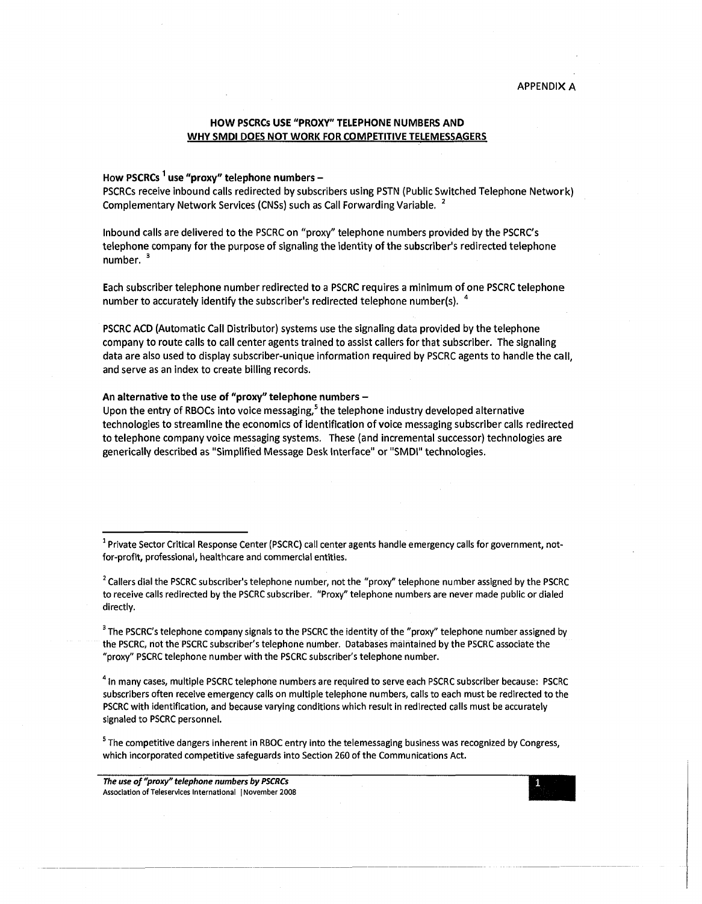APPENDIX A

## HOW PSCRCs USE "PROXY" TELEPHONE NUMBERS AND WHY SMDI DOES NOT WORK FOR COMPETITIVE TELEMESSAGERS

**How PSCRCs [1] use "proxy" telephone numbers –**

PSCRCs receive inbound calls redirected by subscribers using PSTN (Public Switched Telephone Network) Complementary Network Services (CNSs) such as Call Forwarding Variable. [2]

Inbound calls are delivered to the PSCRC on "proxy" telephone numbers provided by the PSCRC's telephone company for the purpose of signaling the identity of the subscriber's redirected telephone number. [3]

Each subscriber telephone number redirected to a PSCRC requires a minimum of one PSCRC telephone number to accurately identify the subscriber's redirected telephone number(s). [4]

PSCRC ACD (Automatic Call Distributor) systems use the signaling data provided by the telephone company to route calls to call center agents trained to assist callers for that subscriber. The signaling data are also used to display subscriber-unique information required by PSCRC agents to handle the call, and serve as an index to create billing records.

**An alternative to the use of "proxy" telephone numbers –**

Upon the entry of RBOCs into voice messaging,[5] the telephone industry developed alternative technologies to streamline the economics of identification of voice messaging subscriber calls redirected to telephone company voice messaging systems. These (and incremental successor) technologies are generically described as "Simplified Message Desk Interface" or "SMDI" technologies.

---

[1] Private Sector Critical Response Center (PSCRC) call center agents handle emergency calls for government, not-for-profit, professional, healthcare and commercial entities.

[2] Callers dial the PSCRC subscriber's telephone number, not the "proxy" telephone number assigned by the PSCRC to receive calls redirected by the PSCRC subscriber. "Proxy" telephone numbers are never made public or dialed directly.

[3] The PSCRC's telephone company signals to the PSCRC the identity of the "proxy" telephone number assigned by the PSCRC, not the PSCRC subscriber's telephone number. Databases maintained by the PSCRC associate the "proxy" PSCRC telephone number with the PSCRC subscriber's telephone number.

[4] In many cases, multiple PSCRC telephone numbers are required to serve each PSCRC subscriber because: PSCRC subscribers often receive emergency calls on multiple telephone numbers, calls to each must be redirected to the PSCRC with identification, and because varying conditions which result in redirected calls must be accurately signaled to PSCRC personnel.

[5] The competitive dangers inherent in RBOC entry into the telemessaging business was recognized by Congress, which incorporated competitive safeguards into Section 260 of the Communications Act.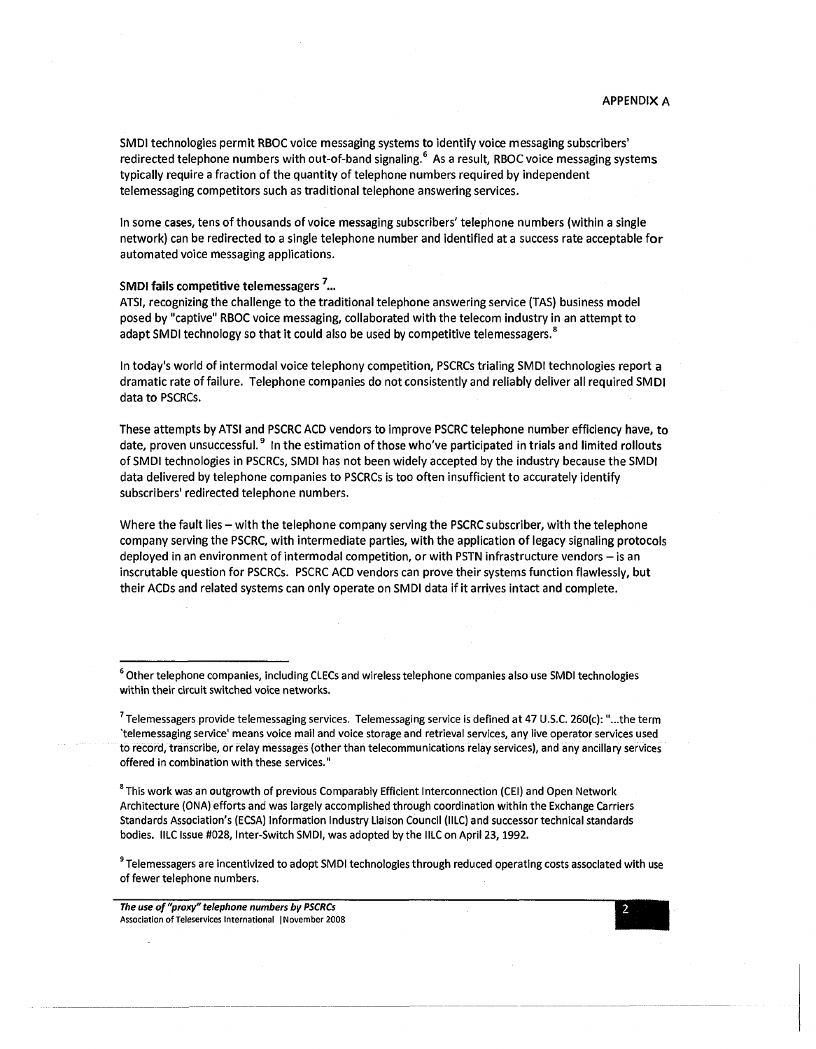APPENDIX A

SMDI technologies permit RBOC voice messaging systems to identify voice messaging subscribers' redirected telephone numbers with out-of-band signaling.[6] As a result, RBOC voice messaging systems typically require a fraction of the quantity of telephone numbers required by independent telemessaging competitors such as traditional telephone answering services.

In some cases, tens of thousands of voice messaging subscribers' telephone numbers (within a single network) can be redirected to a single telephone number and identified at a success rate acceptable for automated voice messaging applications.

**SMDI fails competitive telemessagers [7]...**

ATSI, recognizing the challenge to the traditional telephone answering service (TAS) business model posed by "captive" RBOC voice messaging, collaborated with the telecom industry in an attempt to adapt SMDI technology so that it could also be used by competitive telemessagers.[8]

In today's world of intermodal voice telephony competition, PSCRCs trialing SMDI technologies report a dramatic rate of failure. Telephone companies do not consistently and reliably deliver all required SMDI data to PSCRCs.

These attempts by ATSI and PSCRC ACD vendors to improve PSCRC telephone number efficiency have, to date, proven unsuccessful.[9] In the estimation of those who've participated in trials and limited rollouts of SMDI technologies in PSCRCs, SMDI has not been widely accepted by the industry because the SMDI data delivered by telephone companies to PSCRCs is too often insufficient to accurately identify subscribers' redirected telephone numbers.

Where the fault lies – with the telephone company serving the PSCRC subscriber, with the telephone company serving the PSCRC, with intermediate parties, with the application of legacy signaling protocols deployed in an environment of intermodal competition, or with PSTN infrastructure vendors – is an inscrutable question for PSCRCs. PSCRC ACD vendors can prove their systems function flawlessly, but their ACDs and related systems can only operate on SMDI data if it arrives intact and complete.

---

[6] Other telephone companies, including CLECs and wireless telephone companies also use SMDI technologies within their circuit switched voice networks.

[7] Telemessagers provide telemessaging services. Telemessaging service is defined at 47 U.S.C. 260(c): "...the term 'telemessaging service' means voice mail and voice storage and retrieval services, any live operator services used to record, transcribe, or relay messages (other than telecommunications relay services), and any ancillary services offered in combination with these services."

[8] This work was an outgrowth of previous Comparably Efficient Interconnection (CEI) and Open Network Architecture (ONA) efforts and was largely accomplished through coordination within the Exchange Carriers Standards Association's (ECSA) Information Industry Liaison Council (IILC) and successor technical standards bodies. IILC Issue #028, Inter-Switch SMDI, was adopted by the IILC on April 23, 1992.

[9] Telemessagers are incentivized to adopt SMDI technologies through reduced operating costs associated with use of fewer telephone numbers.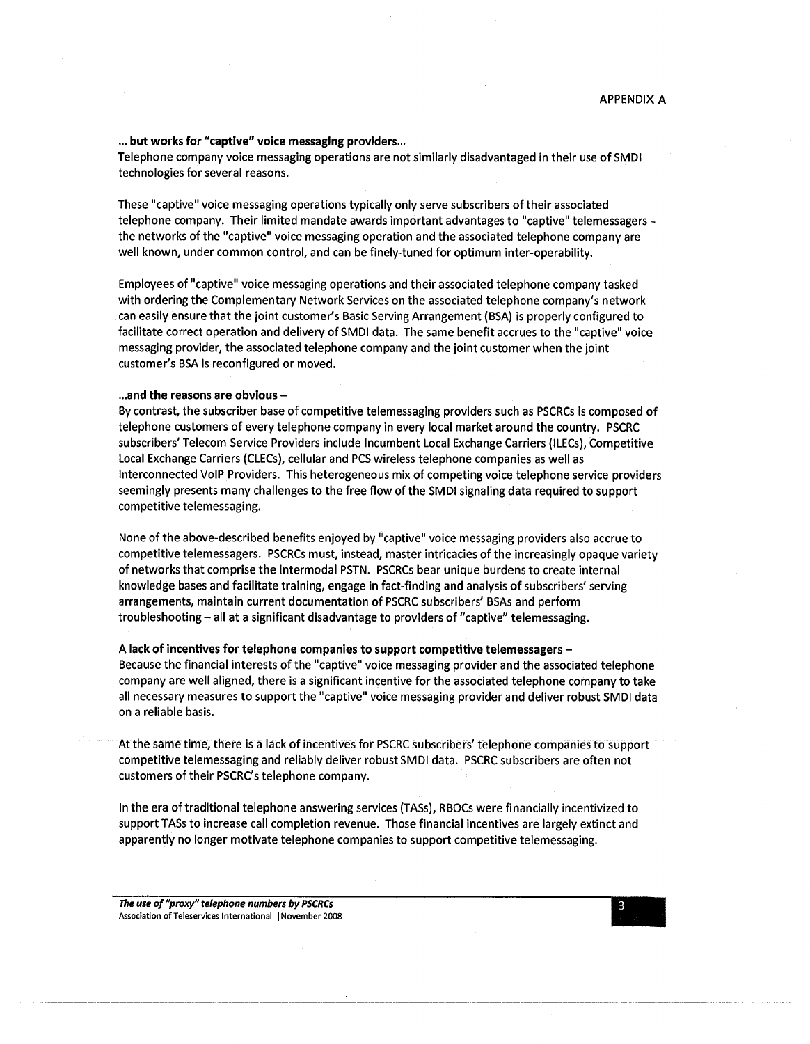APPENDIX A

**… but works for "captive" voice messaging providers…**

Telephone company voice messaging operations are not similarly disadvantaged in their use of SMDI technologies for several reasons.

These "captive" voice messaging operations typically only serve subscribers of their associated telephone company. Their limited mandate awards important advantages to "captive" telemessagers - the networks of the "captive" voice messaging operation and the associated telephone company are well known, under common control, and can be finely-tuned for optimum inter-operability.

Employees of "captive" voice messaging operations and their associated telephone company tasked with ordering the Complementary Network Services on the associated telephone company's network can easily ensure that the joint customer's Basic Serving Arrangement (BSA) is properly configured to facilitate correct operation and delivery of SMDI data. The same benefit accrues to the "captive" voice messaging provider, the associated telephone company and the joint customer when the joint customer's BSA is reconfigured or moved.

**…and the reasons are obvious –**

By contrast, the subscriber base of competitive telemessaging providers such as PSCRCs is composed of telephone customers of every telephone company in every local market around the country. PSCRC subscribers' Telecom Service Providers include Incumbent Local Exchange Carriers (ILECs), Competitive Local Exchange Carriers (CLECs), cellular and PCS wireless telephone companies as well as Interconnected VoIP Providers. This heterogeneous mix of competing voice telephone service providers seemingly presents many challenges to the free flow of the SMDI signaling data required to support competitive telemessaging.

None of the above-described benefits enjoyed by "captive" voice messaging providers also accrue to competitive telemessagers. PSCRCs must, instead, master intricacies of the increasingly opaque variety of networks that comprise the intermodal PSTN. PSCRCs bear unique burdens to create internal knowledge bases and facilitate training, engage in fact-finding and analysis of subscribers' serving arrangements, maintain current documentation of PSCRC subscribers' BSAs and perform troubleshooting – all at a significant disadvantage to providers of "captive" telemessaging.

**A lack of incentives for telephone companies to support competitive telemessagers –**

Because the financial interests of the "captive" voice messaging provider and the associated telephone company are well aligned, there is a significant incentive for the associated telephone company to take all necessary measures to support the "captive" voice messaging provider and deliver robust SMDI data on a reliable basis.

At the same time, there is a lack of incentives for PSCRC subscribers' telephone companies to support competitive telemessaging and reliably deliver robust SMDI data. PSCRC subscribers are often not customers of their PSCRC's telephone company.

In the era of traditional telephone answering services (TASs), RBOCs were financially incentivized to support TASs to increase call completion revenue. Those financial incentives are largely extinct and apparently no longer motivate telephone companies to support competitive telemessaging.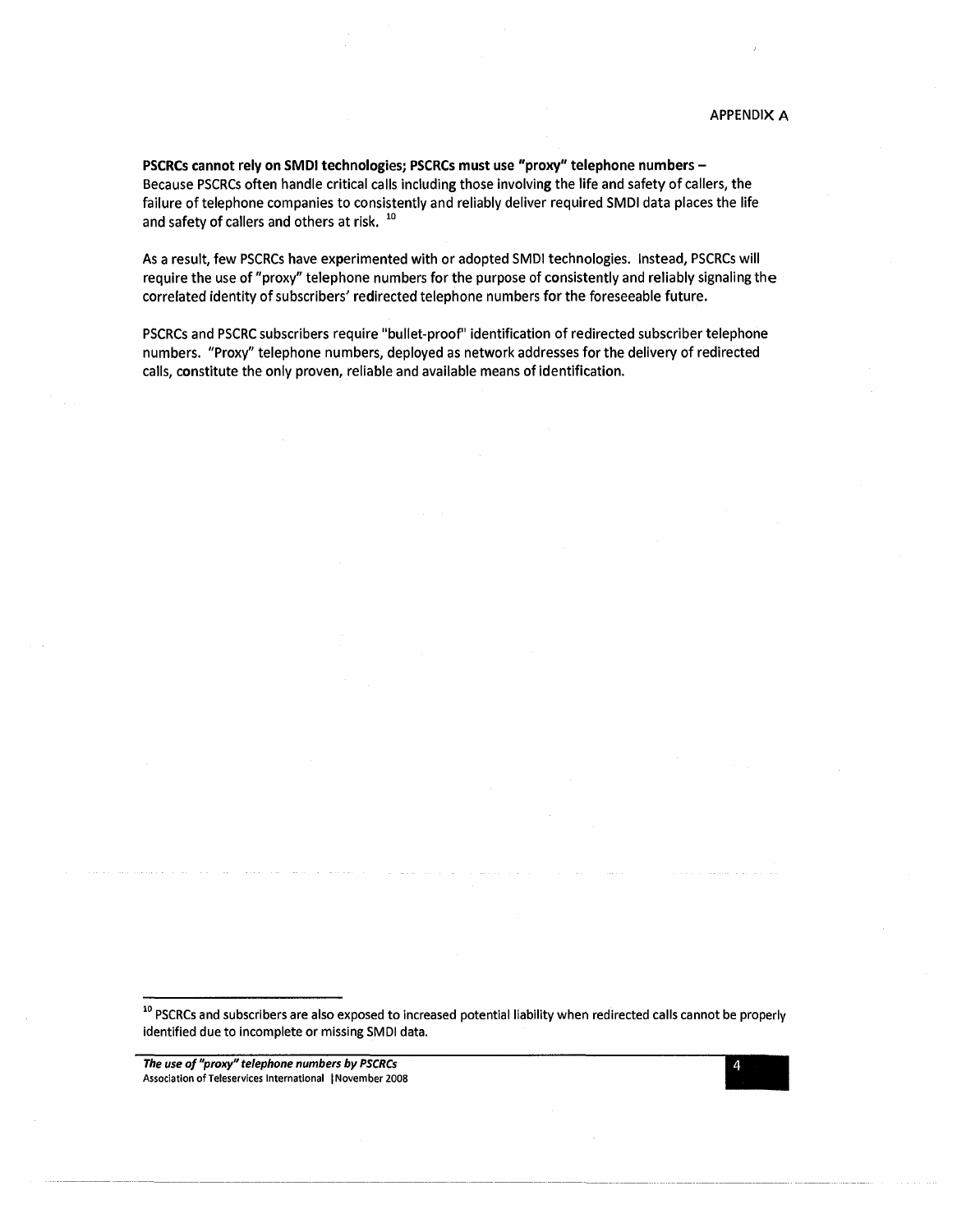APPENDIX A

**PSCRCs cannot rely on SMDI technologies; PSCRCs must use "proxy" telephone numbers –** Because PSCRCs often handle critical calls including those involving the life and safety of callers, the failure of telephone companies to consistently and reliably deliver required SMDI data places the life and safety of callers and others at risk. [10]

As a result, few PSCRCs have experimented with or adopted SMDI technologies. Instead, PSCRCs will require the use of "proxy" telephone numbers for the purpose of consistently and reliably signaling the correlated identity of subscribers' redirected telephone numbers for the foreseeable future.

PSCRCs and PSCRC subscribers require "bullet-proof" identification of redirected subscriber telephone numbers. "Proxy" telephone numbers, deployed as network addresses for the delivery of redirected calls, constitute the only proven, reliable and available means of identification.

[10] PSCRCs and subscribers are also exposed to increased potential liability when redirected calls cannot be properly identified due to incomplete or missing SMDI data.